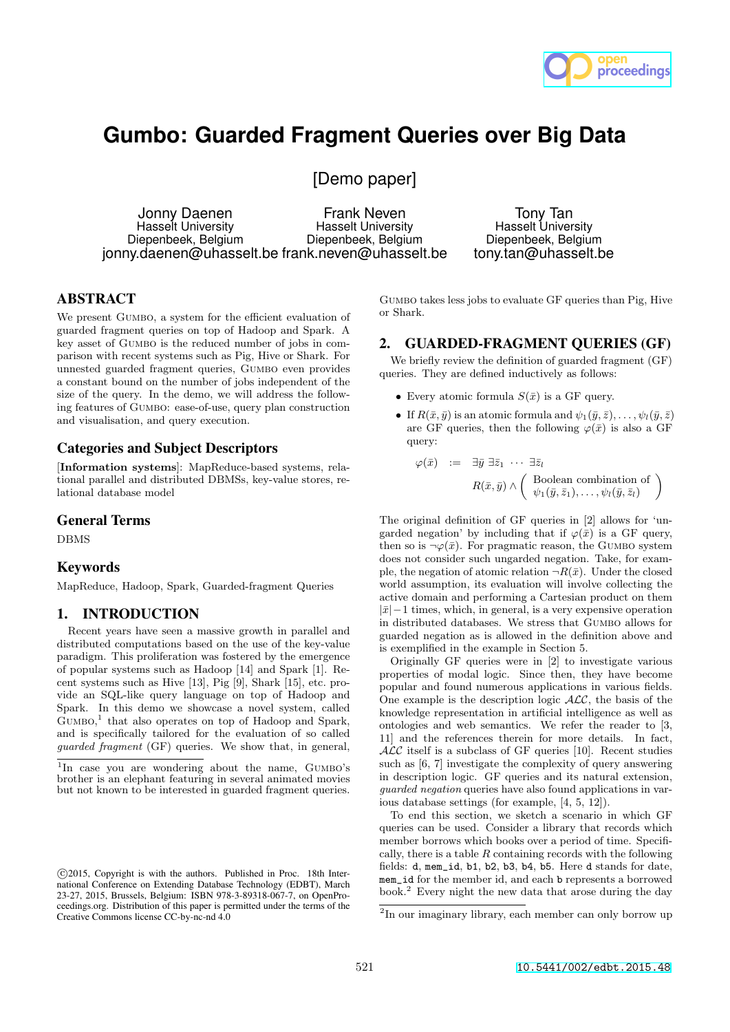# Gumbo: Guarded Fragment Queries over Big Data

[Demo paper]

Jonny Daenen
Hasselt University
Diepenbeek, Belgium
jonny.daenen@uhasselt.be

Frank Neven
Hasselt University
Diepenbeek, Belgium
frank.neven@uhasselt.be

Tony Tan
Hasselt University
Diepenbeek, Belgium
tony.tan@uhasselt.be

## ABSTRACT

We present Gumbo, a system for the efficient evaluation of guarded fragment queries on top of Hadoop and Spark. A key asset of Gumbo is the reduced number of jobs in comparison with recent systems such as Pig, Hive or Shark. For unnested guarded fragment queries, Gumbo even provides a constant bound on the number of jobs independent of the size of the query. In the demo, we will address the following features of Gumbo: ease-of-use, query plan construction and visualisation, and query execution.

## Categories and Subject Descriptors

[**Information systems**]: MapReduce-based systems, relational parallel and distributed DBMSs, key-value stores, relational database model

## General Terms

DBMS

## Keywords

MapReduce, Hadoop, Spark, Guarded-fragment Queries

## 1. INTRODUCTION

Recent years have seen a massive growth in parallel and distributed computations based on the use of the key-value paradigm. This proliferation was fostered by the emergence of popular systems such as Hadoop [14] and Spark [1]. Recent systems such as Hive [13], Pig [9], Shark [15], etc. provide an SQL-like query language on top of Hadoop and Spark. In this demo we showcase a novel system, called Gumbo,[1] that also operates on top of Hadoop and Spark, and is specifically tailored for the evaluation of so called *guarded fragment* (GF) queries. We show that, in general, Gumbo takes less jobs to evaluate GF queries than Pig, Hive or Shark.

[1] In case you are wondering about the name, Gumbo's brother is an elephant featuring in several animated movies but not known to be interested in guarded fragment queries.

©2015, Copyright is with the authors. Published in Proc. 18th International Conference on Extending Database Technology (EDBT), March 23-27, 2015, Brussels, Belgium: ISBN 978-3-89318-067-7, on OpenProceedings.org. Distribution of this paper is permitted under the terms of the Creative Commons license CC-by-nc-nd 4.0

## 2. GUARDED-FRAGMENT QUERIES (GF)

We briefly review the definition of guarded fragment (GF) queries. They are defined inductively as follows:

- Every atomic formula $S(\bar{x})$ is a GF query.
- If $R(\bar{x}, \bar{y})$ is an atomic formula and $\psi_1(\bar{y}, \bar{z}), \ldots, \psi_l(\bar{y}, \bar{z})$ are GF queries, then the following $\varphi(\bar{x})$ is also a GF query:

$$\varphi(\bar{x}) \quad := \quad \exists \bar{y}\ \exists \bar{z}_1\ \cdots\ \exists \bar{z}_l \quad R(\bar{x}, \bar{y}) \wedge \left( \begin{array}{c} \text{Boolean combination of} \\ \psi_1(\bar{y}, \bar{z}_1), \ldots, \psi_l(\bar{y}, \bar{z}_l) \end{array} \right)$$

The original definition of GF queries in [2] allows for 'ungarded negation' by including that if $\varphi(\bar{x})$ is a GF query, then so is $\neg\varphi(\bar{x})$. For pragmatic reason, the Gumbo system does not consider such ungarded negation. Take, for example, the negation of atomic relation $\neg R(\bar{x})$. Under the closed world assumption, its evaluation will involve collecting the active domain and performing a Cartesian product on them $|\bar{x}| - 1$ times, which, in general, is a very expensive operation in distributed databases. We stress that Gumbo allows for guarded negation as is allowed in the definition above and is exemplified in the example in Section 5.

Originally GF queries were in [2] to investigate various properties of modal logic. Since then, they have become popular and found numerous applications in various fields. One example is the description logic $\mathcal{ALC}$, the basis of the knowledge representation in artificial intelligence as well as ontologies and web semantics. We refer the reader to [3, 11] and the references therein for more details. In fact, $\mathcal{ALC}$ itself is a subclass of GF queries [10]. Recent studies such as [6, 7] investigate the complexity of query answering in description logic. GF queries and its natural extension, *guarded negation* queries have also found applications in various database settings (for example, [4, 5, 12]).

To end this section, we sketch a scenario in which GF queries can be used. Consider a library that records which member borrows which books over a period of time. Specifically, there is a table $R$ containing records with the following fields: `d`, `mem_id`, `b1`, `b2`, `b3`, `b4`, `b5`. Here `d` stands for date, `mem_id` for the member id, and each `b` represents a borrowed book.[2] Every night the new data that arose during the day

[2] In our imaginary library, each member can only borrow up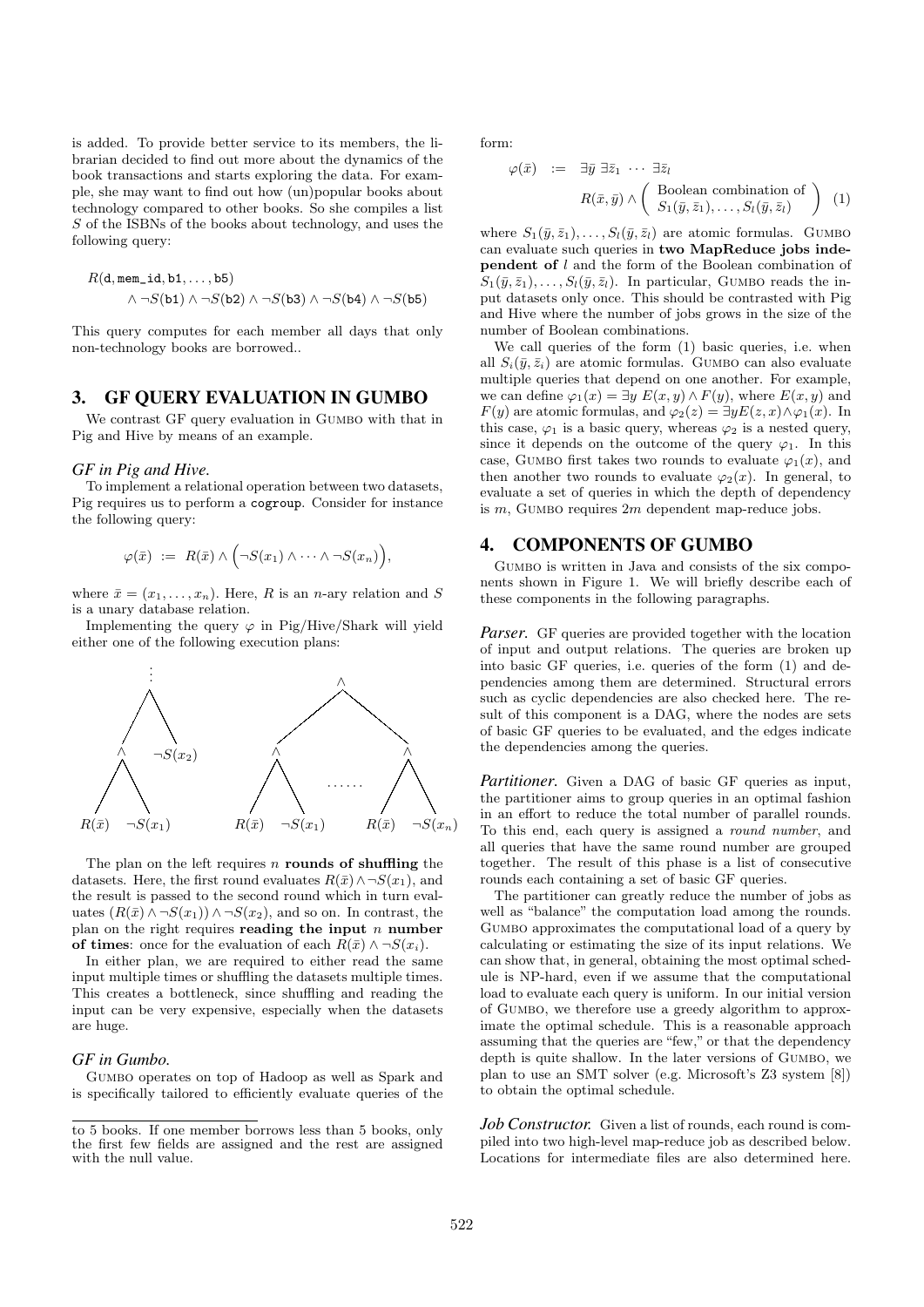is added. To provide better service to its members, the librarian decided to find out more about the dynamics of the book transactions and starts exploring the data. For example, she may want to find out how (un)popular books about technology compared to other books. So she compiles a list $S$ of the ISBNs of the books about technology, and uses the following query:

$$R(\texttt{d}, \texttt{mem\_id}, \texttt{b1}, \ldots, \texttt{b5}) \wedge \neg S(\texttt{b1}) \wedge \neg S(\texttt{b2}) \wedge \neg S(\texttt{b3}) \wedge \neg S(\texttt{b4}) \wedge \neg S(\texttt{b5})$$

This query computes for each member all days that only non-technology books are borrowed..

## 3. GF QUERY EVALUATION IN GUMBO

We contrast GF query evaluation in GUMBO with that in Pig and Hive by means of an example.

### *GF in Pig and Hive.*

To implement a relational operation between two datasets, Pig requires us to perform a cogroup. Consider for instance the following query:

$$\varphi(\bar{x}) := R(\bar{x}) \wedge \Big(\neg S(x_1) \wedge \cdots \wedge \neg S(x_n)\Big),$$

where $\bar{x} = (x_1, \ldots, x_n)$. Here, $R$ is an $n$-ary relation and $S$ is a unary database relation.

Implementing the query $\varphi$ in Pig/Hive/Shark will yield either one of the following execution plans:

The plan on the left requires $n$ **rounds of shuffling** the datasets. Here, the first round evaluates $R(\bar{x}) \wedge \neg S(x_1)$, and the result is passed to the second round which in turn evaluates $(R(\bar{x}) \wedge \neg S(x_1)) \wedge \neg S(x_2)$, and so on. In contrast, the plan on the right requires **reading the input $n$ number of times**: once for the evaluation of each $R(\bar{x}) \wedge \neg S(x_i)$.

In either plan, we are required to either read the same input multiple times or shuffling the datasets multiple times. This creates a bottleneck, since shuffling and reading the input can be very expensive, especially when the datasets are huge.

### *GF in Gumbo.*

GUMBO operates on top of Hadoop as well as Spark and is specifically tailored to efficiently evaluate queries of the form:

$$\varphi(\bar{x}) \ := \ \exists \bar{y}\ \exists \bar{z}_1 \ \cdots \ \exists \bar{z}_l \ R(\bar{x}, \bar{y}) \wedge \left( \begin{array}{c} \text{Boolean combination of} \\ S_1(\bar{y}, \bar{z}_1), \ldots, S_l(\bar{y}, \bar{z}_l) \end{array} \right) \quad (1)$$

where $S_1(\bar{y}, \bar{z}_1), \ldots, S_l(\bar{y}, \bar{z}_l)$ are atomic formulas. GUMBO can evaluate such queries in **two MapReduce jobs independent of** $l$ and the form of the Boolean combination of $S_1(\bar{y}, \bar{z}_1), \ldots, S_l(\bar{y}, \bar{z}_l)$. In particular, GUMBO reads the input datasets only once. This should be contrasted with Pig and Hive where the number of jobs grows in the size of the number of Boolean combinations.

We call queries of the form (1) basic queries, i.e. when all $S_i(\bar{y}, \bar{z}_i)$ are atomic formulas. GUMBO can also evaluate multiple queries that depend on one another. For example, we can define $\varphi_1(x) = \exists y\ E(x, y) \wedge F(y)$, where $E(x, y)$ and $F(y)$ are atomic formulas, and $\varphi_2(z) = \exists y E(z, x) \wedge \varphi_1(x)$. In this case, $\varphi_1$ is a basic query, whereas $\varphi_2$ is a nested query, since it depends on the outcome of the query $\varphi_1$. In this case, GUMBO first takes two rounds to evaluate $\varphi_1(x)$, and then another two rounds to evaluate $\varphi_2(x)$. In general, to evaluate a set of queries in which the depth of dependency is $m$, GUMBO requires $2m$ dependent map-reduce jobs.

## 4. COMPONENTS OF GUMBO

GUMBO is written in Java and consists of the six components shown in Figure 1. We will briefly describe each of these components in the following paragraphs.

***Parser.*** GF queries are provided together with the location of input and output relations. The queries are broken up into basic GF queries, i.e. queries of the form (1) and dependencies among them are determined. Structural errors such as cyclic dependencies are also checked here. The result of this component is a DAG, where the nodes are sets of basic GF queries to be evaluated, and the edges indicate the dependencies among the queries.

***Partitioner.*** Given a DAG of basic GF queries as input, the partitioner aims to group queries in an optimal fashion in an effort to reduce the total number of parallel rounds. To this end, each query is assigned a *round number*, and all queries that have the same round number are grouped together. The result of this phase is a list of consecutive rounds each containing a set of basic GF queries.

The partitioner can greatly reduce the number of jobs as well as "balance" the computation load among the rounds. GUMBO approximates the computational load of a query by calculating or estimating the size of its input relations. We can show that, in general, obtaining the most optimal schedule is NP-hard, even if we assume that the computational load to evaluate each query is uniform. In our initial version of GUMBO, we therefore use a greedy algorithm to approximate the optimal schedule. This is a reasonable approach assuming that the queries are "few," or that the dependency depth is quite shallow. In the later versions of GUMBO, we plan to use an SMT solver (e.g. Microsoft's Z3 system [8]) to obtain the optimal schedule.

***Job Constructor.*** Given a list of rounds, each round is compiled into two high-level map-reduce job as described below. Locations for intermediate files are also determined here.

to 5 books. If one member borrows less than 5 books, only the first few fields are assigned and the rest are assigned with the null value.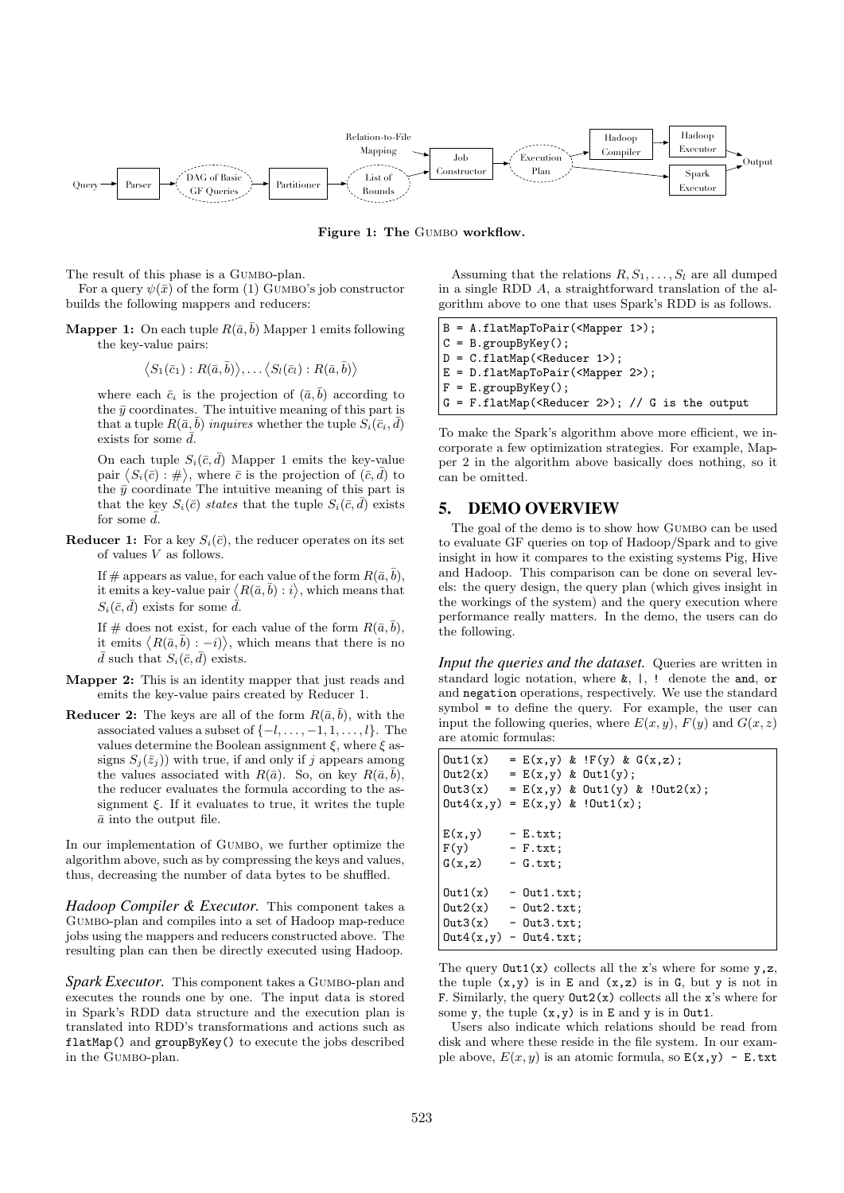Figure 1: The Gumbo workflow.

The result of this phase is a Gumbo-plan.

For a query $\psi(\bar{x})$ of the form (1) Gumbo's job constructor builds the following mappers and reducers:

**Mapper 1:** On each tuple $R(\bar{a},\bar{b})$ Mapper 1 emits following the key-value pairs:

$$\langle S_1(\bar{c}_1) : R(\bar{a},\bar{b})\rangle, \ldots \langle S_l(\bar{c}_l) : R(\bar{a},\bar{b})\rangle$$

where each $\bar{c}_i$ is the projection of $(\bar{a},\bar{b})$ according to the $\bar{y}$ coordinates. The intuitive meaning of this part is that a tuple $R(\bar{a},\bar{b})$ *inquires* whether the tuple $S_i(\bar{c}_i,\bar{d})$ exists for some $\bar{d}$.

On each tuple $S_i(\bar{c},\bar{d})$ Mapper 1 emits the key-value pair $\langle S_i(\bar{c}) : \#\rangle$, where $\bar{c}$ is the projection of $(\bar{c},\bar{d})$ to the $\bar{y}$ coordinate The intuitive meaning of this part is that the key $S_i(\bar{c})$ *states* that the tuple $S_i(\bar{c},\bar{d})$ exists for some $\bar{d}$.

**Reducer 1:** For a key $S_i(\bar{c})$, the reducer operates on its set of values $V$ as follows.

If # appears as value, for each value of the form $R(\bar{a},\bar{b})$, it emits a key-value pair $\langle R(\bar{a},\bar{b}) : i\rangle$, which means that $S_i(\bar{c},\bar{d})$ exists for some $\bar{d}$.

If # does not exist, for each value of the form $R(\bar{a},\bar{b})$, it emits $\langle R(\bar{a},\bar{b}) : -i)\rangle$, which means that there is no $\bar{d}$ such that $S_i(\bar{c},\bar{d})$ exists.

**Mapper 2:** This is an identity mapper that just reads and emits the key-value pairs created by Reducer 1.

**Reducer 2:** The keys are all of the form $R(\bar{a},\bar{b})$, with the associated values a subset of $\{-l,\ldots,-1,1,\ldots,l\}$. The values determine the Boolean assignment $\xi$, where $\xi$ assigns $S_j(\bar{z}_j))$ with true, if and only if $j$ appears among the values associated with $R(\bar{a})$. So, on key $R(\bar{a},\bar{b})$, the reducer evaluates the formula according to the assignment $\xi$. If it evaluates to true, it writes the tuple $\bar{a}$ into the output file.

In our implementation of Gumbo, we further optimize the algorithm above, such as by compressing the keys and values, thus, decreasing the number of data bytes to be shuffled.

***Hadoop Compiler & Executor.*** This component takes a Gumbo-plan and compiles into a set of Hadoop map-reduce jobs using the mappers and reducers constructed above. The resulting plan can then be directly executed using Hadoop.

***Spark Executor.*** This component takes a Gumbo-plan and executes the rounds one by one. The input data is stored in Spark's RDD data structure and the execution plan is translated into RDD's transformations and actions such as `flatMap()` and `groupByKey()` to execute the jobs described in the Gumbo-plan.

Assuming that the relations $R, S_1, \ldots, S_l$ are all dumped in a single RDD $A$, a straightforward translation of the algorithm above to one that uses Spark's RDD is as follows.

```
B = A.flatMapToPair(<Mapper 1>);
C = B.groupByKey();
D = C.flatMap(<Reducer 1>);
E = D.flatMapToPair(<Mapper 2>);
F = E.groupByKey();
G = F.flatMap(<Reducer 2>); // G is the output
```

To make the Spark's algorithm above more efficient, we incorporate a few optimization strategies. For example, Mapper 2 in the algorithm above basically does nothing, so it can be omitted.

## 5. DEMO OVERVIEW

The goal of the demo is to show how Gumbo can be used to evaluate GF queries on top of Hadoop/Spark and to give insight in how it compares to the existing systems Pig, Hive and Hadoop. This comparison can be done on several levels: the query design, the query plan (which gives insight in the workings of the system) and the query execution where performance really matters. In the demo, the users can do the following.

***Input the queries and the dataset.*** Queries are written in standard logic notation, where `&`, `|`, `!` denote the `and`, `or` and `negation` operations, respectively. We use the standard symbol `=` to define the query. For example, the user can input the following queries, where $E(x,y)$, $F(y)$ and $G(x,z)$ are atomic formulas:

```
Out1(x)   = E(x,y) & !F(y) & G(x,z);
Out2(x)   = E(x,y) & Out1(y);
Out3(x)   = E(x,y) & Out1(y) & !Out2(x);
Out4(x,y) = E(x,y) & !Out1(x);

E(x,y)    - E.txt;
F(y)      - F.txt;
G(x,z)    - G.txt;

Out1(x)   - Out1.txt;
Out2(x)   - Out2.txt;
Out3(x)   - Out3.txt;
Out4(x,y) - Out4.txt;
```

The query `Out1(x)` collects all the `x`'s where for some `y,z`, the tuple `(x,y)` is in `E` and `(x,z)` is in `G`, but `y` is not in `F`. Similarly, the query `Out2(x)` collects all the `x`'s where for some `y`, the tuple `(x,y)` is in `E` and `y` is in `Out1`.

Users also indicate which relations should be read from disk and where these reside in the file system. In our example above, $E(x,y)$ is an atomic formula, so `E(x,y) - E.txt`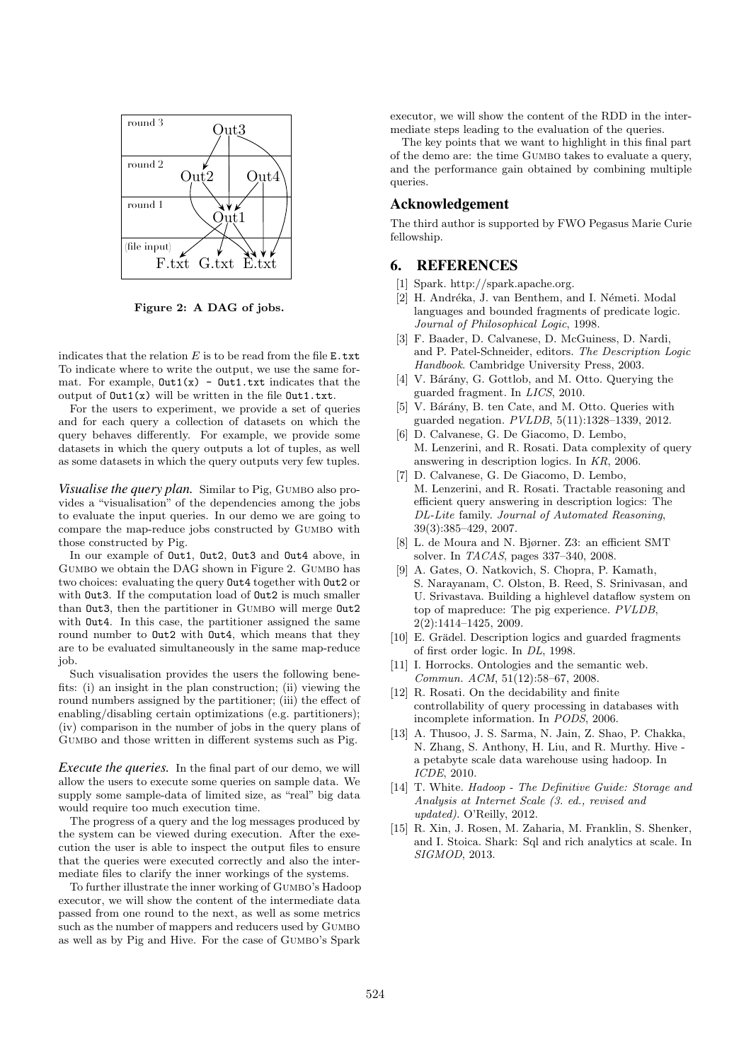round 3

Out3

round 2

Out2

Out4

round 1

Out1

(file input)

F.txt G.txt E.txt

**Figure 2: A DAG of jobs.**

indicates that the relation $E$ is to be read from the file `E.txt` To indicate where to write the output, we use the same format. For example, `Out1(x) - Out1.txt` indicates that the output of `Out1(x)` will be written in the file `Out1.txt`.

For the users to experiment, we provide a set of queries and for each query a collection of datasets on which the query behaves differently. For example, we provide some datasets in which the query outputs a lot of tuples, as well as some datasets in which the query outputs very few tuples.

***Visualise the query plan.*** Similar to Pig, Gumbo also provides a "visualisation" of the dependencies among the jobs to evaluate the input queries. In our demo we are going to compare the map-reduce jobs constructed by Gumbo with those constructed by Pig.

In our example of `Out1`, `Out2`, `Out3` and `Out4` above, in Gumbo we obtain the DAG shown in Figure 2. Gumbo has two choices: evaluating the query `Out4` together with `Out2` or with `Out3`. If the computation load of `Out2` is much smaller than `Out3`, then the partitioner in Gumbo will merge `Out2` with `Out4`. In this case, the partitioner assigned the same round number to `Out2` with `Out4`, which means that they are to be evaluated simultaneously in the same map-reduce job.

Such visualisation provides the users the following benefits: (i) an insight in the plan construction; (ii) viewing the round numbers assigned by the partitioner; (iii) the effect of enabling/disabling certain optimizations (e.g. partitioners); (iv) comparison in the number of jobs in the query plans of Gumbo and those written in different systems such as Pig.

***Execute the queries.*** In the final part of our demo, we will allow the users to execute some queries on sample data. We supply some sample-data of limited size, as "real" big data would require too much execution time.

The progress of a query and the log messages produced by the system can be viewed during execution. After the execution the user is able to inspect the output files to ensure that the queries were executed correctly and also the intermediate files to clarify the inner workings of the systems.

To further illustrate the inner working of Gumbo's Hadoop executor, we will show the content of the intermediate data passed from one round to the next, as well as some metrics such as the number of mappers and reducers used by Gumbo as well as by Pig and Hive. For the case of Gumbo's Spark executor, we will show the content of the RDD in the intermediate steps leading to the evaluation of the queries.

The key points that we want to highlight in this final part of the demo are: the time Gumbo takes to evaluate a query, and the performance gain obtained by combining multiple queries.

## Acknowledgement

The third author is supported by FWO Pegasus Marie Curie fellowship.

## 6. REFERENCES

[1] Spark. http://spark.apache.org.

[2] H. Andréka, J. van Benthem, and I. Németi. Modal languages and bounded fragments of predicate logic. *Journal of Philosophical Logic*, 1998.

[3] F. Baader, D. Calvanese, D. McGuiness, D. Nardi, and P. Patel-Schneider, editors. *The Description Logic Handbook*. Cambridge University Press, 2003.

[4] V. Bárány, G. Gottlob, and M. Otto. Querying the guarded fragment. In *LICS*, 2010.

[5] V. Bárány, B. ten Cate, and M. Otto. Queries with guarded negation. *PVLDB*, 5(11):1328–1339, 2012.

[6] D. Calvanese, G. De Giacomo, D. Lembo, M. Lenzerini, and R. Rosati. Data complexity of query answering in description logics. In *KR*, 2006.

[7] D. Calvanese, G. De Giacomo, D. Lembo, M. Lenzerini, and R. Rosati. Tractable reasoning and efficient query answering in description logics: The *DL-Lite* family. *Journal of Automated Reasoning*, 39(3):385–429, 2007.

[8] L. de Moura and N. Bjørner. Z3: an efficient SMT solver. In *TACAS*, pages 337–340, 2008.

[9] A. Gates, O. Natkovich, S. Chopra, P. Kamath, S. Narayanam, C. Olston, B. Reed, S. Srinivasan, and U. Srivastava. Building a highlevel dataflow system on top of mapreduce: The pig experience. *PVLDB*, 2(2):1414–1425, 2009.

[10] E. Grädel. Description logics and guarded fragments of first order logic. In *DL*, 1998.

[11] I. Horrocks. Ontologies and the semantic web. *Commun. ACM*, 51(12):58–67, 2008.

[12] R. Rosati. On the decidability and finite controllability of query processing in databases with incomplete information. In *PODS*, 2006.

[13] A. Thusoo, J. S. Sarma, N. Jain, Z. Shao, P. Chakka, N. Zhang, S. Anthony, H. Liu, and R. Murthy. Hive - a petabyte scale data warehouse using hadoop. In *ICDE*, 2010.

[14] T. White. *Hadoop - The Definitive Guide: Storage and Analysis at Internet Scale (3. ed., revised and updated)*. O'Reilly, 2012.

[15] R. Xin, J. Rosen, M. Zaharia, M. Franklin, S. Shenker, and I. Stoica. Shark: Sql and rich analytics at scale. In *SIGMOD*, 2013.